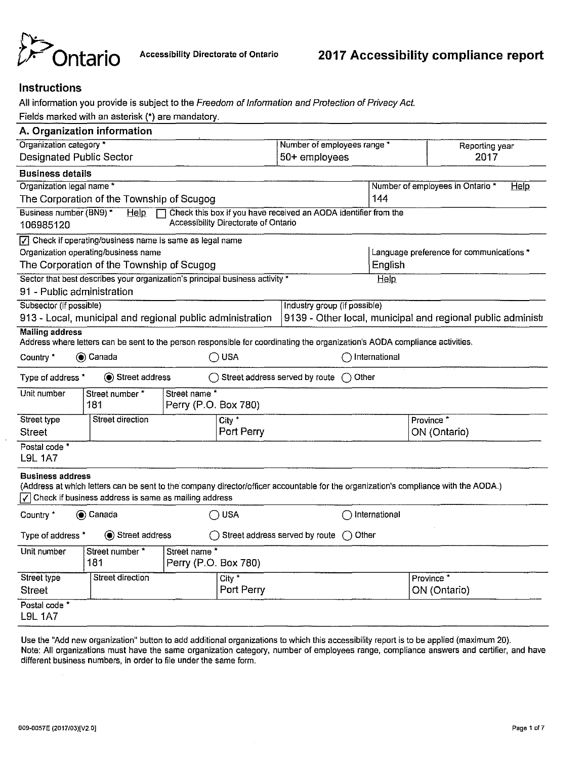Ontario

Accessibility Directorate of Ontario

# 2017 Accessibility compliance report

## Instructions

All information you provide is subject to the *Freedom of Information and Protection of Privacy Act.*

Fields marked with an asterisk (*) are mandatory.

## A. Organization information

| Organization category * | Number of employees range * | Reporting year |
|---|---|---|
| Designated Public Sector | 50+ employees | 2017 |

### Business details

| Organization legal name * | Number of employees in Ontario * Help |
|---|---|
| The Corporation of the Township of Scugog | 144 |

Business number (BN9) * Help
106985120

☐ Check this box if you have received an AODA identifier from the Accessibility Directorate of Ontario

☑ Check if operating/business name is same as legal name

| Organization operating/business name | Language preference for communications * |
|---|---|
| The Corporation of the Township of Scugog | English |

Sector that best describes your organization's principal business activity * Help
91 - Public administration

| Subsector (if possible) | Industry group (if possible) |
|---|---|
| 913 - Local, municipal and regional public administration | 9139 - Other local, municipal and regional public administr |

### Mailing address

Address where letters can be sent to the person responsible for coordinating the organization's AODA compliance activities.

Country * ◉ Canada ○ USA ○ International

Type of address * ◉ Street address ○ Street address served by route ○ Other

| Unit number | Street number * | Street name * |
|---|---|---|
| | 181 | Perry (P.O. Box 780) |

| Street type | Street direction | City * | Province * |
|---|---|---|---|
| Street | | Port Perry | ON (Ontario) |

Postal code *
L9L 1A7

### Business address

(Address at which letters can be sent to the company director/officer accountable for the organization's compliance with the AODA.)

☑ Check if business address is same as mailing address

Country * ◉ Canada ○ USA ○ International

Type of address * ◉ Street address ○ Street address served by route ○ Other

| Unit number | Street number * | Street name * |
|---|---|---|
| | 181 | Perry (P.O. Box 780) |

| Street type | Street direction | City * | Province * |
|---|---|---|---|
| Street | | Port Perry | ON (Ontario) |

Postal code *
L9L 1A7

Use the "Add new organization" button to add additional organizations to which this accessibility report is to be applied (maximum 20).
Note: All organizations must have the same organization category, number of employees range, compliance answers and certifier, and have different business numbers, in order to file under the same form.

009-0057E (2017/03)[V2.0]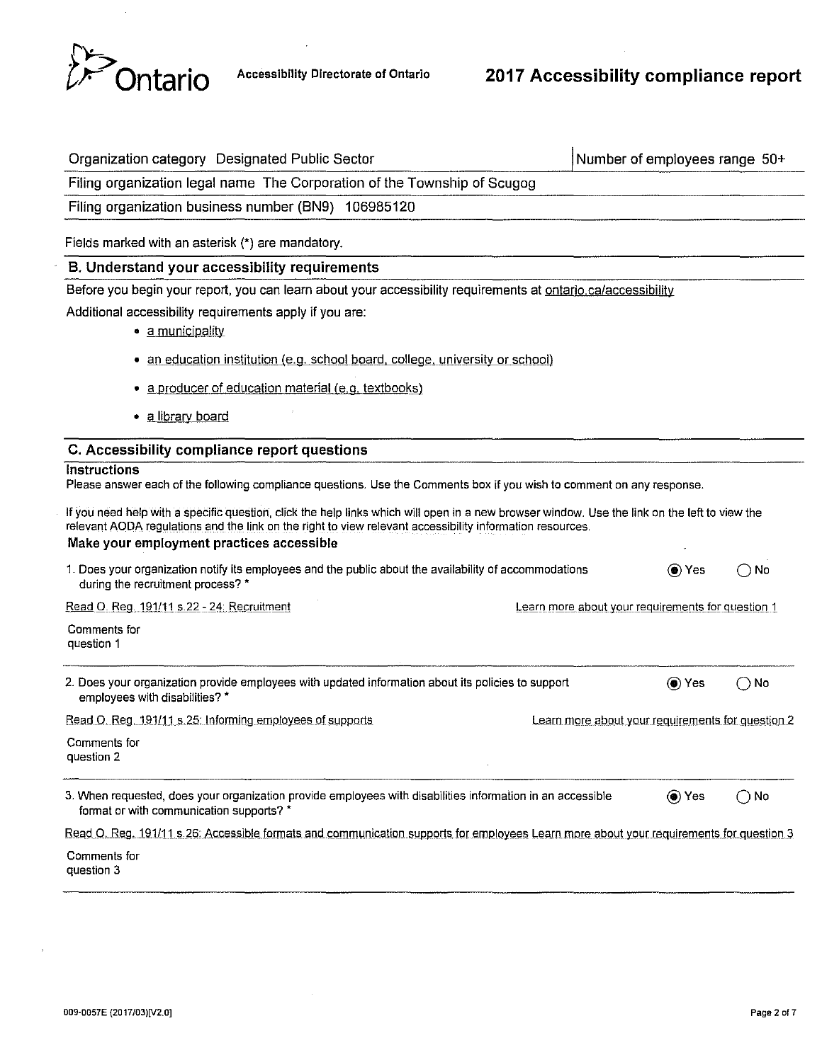Ontario — Accessibility Directorate of Ontario

# 2017 Accessibility compliance report

| Organization category Designated Public Sector | Number of employees range 50+ |
|---|---|
| Filing organization legal name The Corporation of the Township of Scugog | |
| Filing organization business number (BN9) 106985120 | |

Fields marked with an asterisk (*) are mandatory.

## B. Understand your accessibility requirements

Before you begin your report, you can learn about your accessibility requirements at ontario.ca/accessibility

Additional accessibility requirements apply if you are:

- a municipality
- an education institution (e.g. school board, college, university or school)
- a producer of education material (e.g. textbooks)
- a library board

## C. Accessibility compliance report questions

**Instructions**

Please answer each of the following compliance questions. Use the Comments box if you wish to comment on any response.

If you need help with a specific question, click the help links which will open in a new browser window. Use the link on the left to view the relevant AODA regulations and the link on the right to view relevant accessibility information resources.

### Make your employment practices accessible

1. Does your organization notify its employees and the public about the availability of accommodations during the recruitment process? *

   (●) Yes ( ) No

   Read O. Reg. 191/11 s.22 - 24: Recruitment — Learn more about your requirements for question 1

   Comments for question 1

2. Does your organization provide employees with updated information about its policies to support employees with disabilities? *

   (●) Yes ( ) No

   Read O. Reg. 191/11 s.25: Informing employees of supports — Learn more about your requirements for question 2

   Comments for question 2

3. When requested, does your organization provide employees with disabilities information in an accessible format or with communication supports? *

   (●) Yes ( ) No

   Read O. Reg. 191/11 s.26: Accessible formats and communication supports for employees — Learn more about your requirements for question 3

   Comments for question 3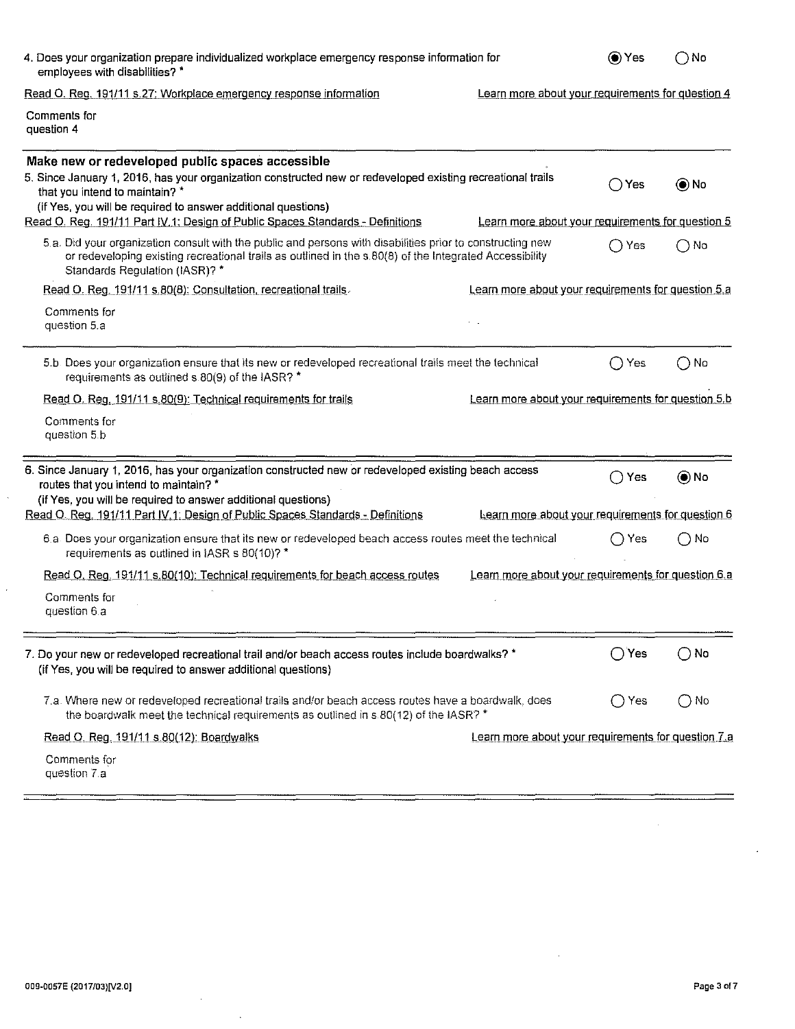4. Does your organization prepare individualized workplace emergency response information for employees with disabilities? *

(●) Yes ( ) No

Read O. Reg. 191/11 s.27: Workplace emergency response information — Learn more about your requirements for question 4

Comments for question 4

---

## Make new or redeveloped public spaces accessible

5. Since January 1, 2016, has your organization constructed new or redeveloped existing recreational trails that you intend to maintain? *
(if Yes, you will be required to answer additional questions)

( ) Yes (●) No

Read O. Reg. 191/11 Part IV.1: Design of Public Spaces Standards - Definitions — Learn more about your requirements for question 5

5.a. Did your organization consult with the public and persons with disabilities prior to constructing new or redeveloping existing recreational trails as outlined in the s.80(8) of the Integrated Accessibility Standards Regulation (IASR)? *

( ) Yes ( ) No

Read O. Reg. 191/11 s.80(8): Consultation, recreational trails — Learn more about your requirements for question 5.a

Comments for question 5.a

---

5.b Does your organization ensure that its new or redeveloped recreational trails meet the technical requirements as outlined s.80(9) of the IASR? *

( ) Yes ( ) No

Read O. Reg. 191/11 s.80(9): Technical requirements for trails — Learn more about your requirements for question 5.b

Comments for question 5.b

---

6. Since January 1, 2016, has your organization constructed new or redeveloped existing beach access routes that you intend to maintain? *
(if Yes, you will be required to answer additional questions)

( ) Yes (●) No

Read O. Reg. 191/11 Part IV.1: Design of Public Spaces Standards - Definitions — Learn more about your requirements for question 6

6.a Does your organization ensure that its new or redeveloped beach access routes meet the technical requirements as outlined in IASR s 80(10)? *

( ) Yes ( ) No

Read O. Reg. 191/11 s.80(10): Technical requirements for beach access routes — Learn more about your requirements for question 6.a

Comments for question 6.a

---

7. Do your new or redeveloped recreational trail and/or beach access routes include boardwalks? *
(if Yes, you will be required to answer additional questions)

( ) Yes ( ) No

7.a Where new or redeveloped recreational trails and/or beach access routes have a boardwalk, does the boardwalk meet the technical requirements as outlined in s 80(12) of the IASR? *

( ) Yes ( ) No

Read O. Reg. 191/11 s.80(12): Boardwalks — Learn more about your requirements for question 7.a

Comments for question 7.a

009-0057E (2017/03)[V2.0]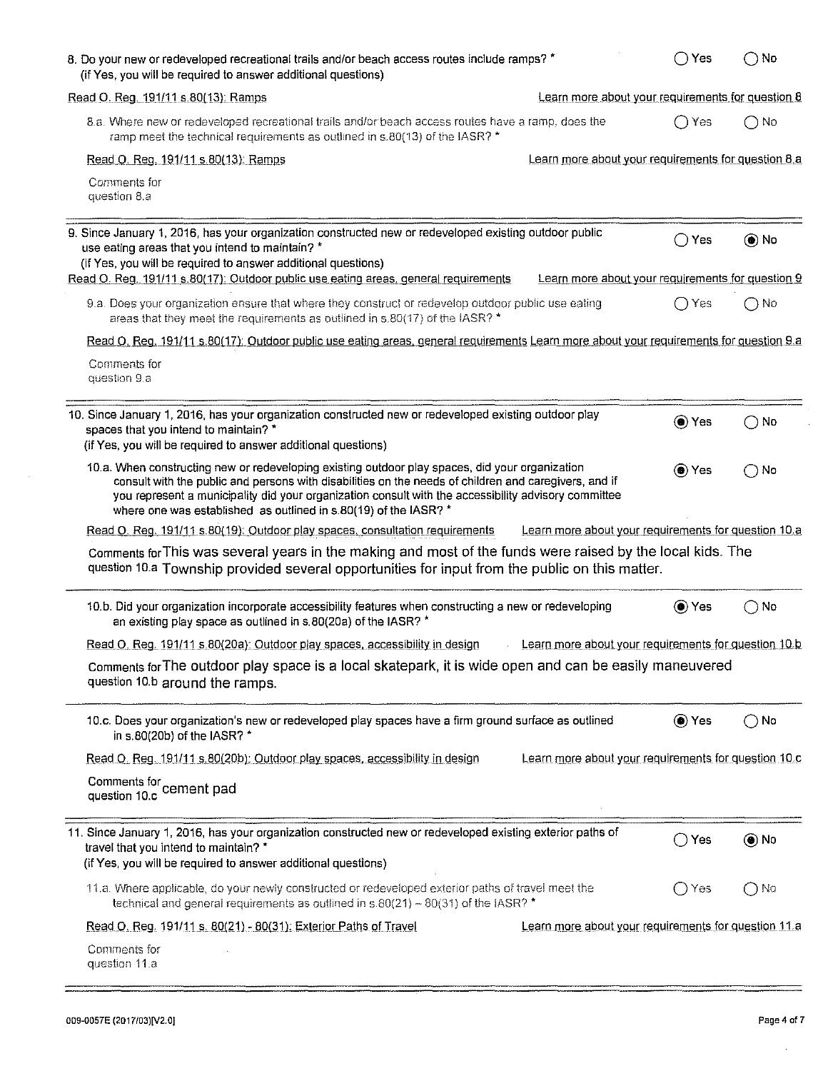8. Do your new or redeveloped recreational trails and/or beach access routes include ramps? *
(If Yes, you will be required to answer additional questions)

○ Yes ○ No

Read O. Reg. 191/11 s.80(13): Ramps — Learn more about your requirements for question 8

8.a. Where new or redeveloped recreational trails and/or beach access routes have a ramp, does the ramp meet the technical requirements as outlined in s.80(13) of the IASR? *

○ Yes ○ No

Read O. Reg. 191/11 s.80(13): Ramps — Learn more about your requirements for question 8.a

Comments for question 8.a

---

9. Since January 1, 2016, has your organization constructed new or redeveloped existing outdoor public use eating areas that you intend to maintain? *
(If Yes, you will be required to answer additional questions)

○ Yes ◉ No

Read O. Reg. 191/11 s.80(17): Outdoor public use eating areas, general requirements — Learn more about your requirements for question 9

9.a. Does your organization ensure that where they construct or redevelop outdoor public use eating areas that they meet the requirements as outlined in s.80(17) of the IASR? *

○ Yes ○ No

Read O. Reg. 191/11 s.80(17): Outdoor public use eating areas, general requirements — Learn more about your requirements for question 9.a

Comments for question 9.a

---

10. Since January 1, 2016, has your organization constructed new or redeveloped existing outdoor play spaces that you intend to maintain? *
(If Yes, you will be required to answer additional questions)

◉ Yes ○ No

10.a. When constructing new or redeveloping existing outdoor play spaces, did your organization consult with the public and persons with disabilities on the needs of children and caregivers, and if you represent a municipality did your organization consult with the accessibility advisory committee where one was established as outlined in s.80(19) of the IASR? *

◉ Yes ○ No

Read O. Reg. 191/11 s.80(19): Outdoor play spaces, consultation requirements — Learn more about your requirements for question 10.a

Comments for question 10.a: This was several years in the making and most of the funds were raised by the local kids. The Township provided several opportunities for input from the public on this matter.

---

10.b. Did your organization incorporate accessibility features when constructing a new or redeveloping an existing play space as outlined in s.80(20a) of the IASR? *

◉ Yes ○ No

Read O. Reg. 191/11 s.80(20a): Outdoor play spaces, accessibility in design — Learn more about your requirements for question 10.b

Comments for question 10.b: The outdoor play space is a local skatepark, it is wide open and can be easily maneuvered around the ramps.

---

10.c. Does your organization's new or redeveloped play spaces have a firm ground surface as outlined in s.80(20b) of the IASR? *

◉ Yes ○ No

Read O. Reg. 191/11 s.80(20b): Outdoor play spaces, accessibility in design — Learn more about your requirements for question 10.c

Comments for question 10.c: cement pad

---

11. Since January 1, 2016, has your organization constructed new or redeveloped existing exterior paths of travel that you intend to maintain? *
(If Yes, you will be required to answer additional questions)

○ Yes ◉ No

11.a. Where applicable, do your newly constructed or redeveloped exterior paths of travel meet the technical and general requirements as outlined in s.80(21) – 80(31) of the IASR? *

○ Yes ○ No

Read O. Reg. 191/11 s. 80(21) - 80(31): Exterior Paths of Travel — Learn more about your requirements for question 11.a

Comments for question 11.a

---

009-0057E (2017/03)[V2.0]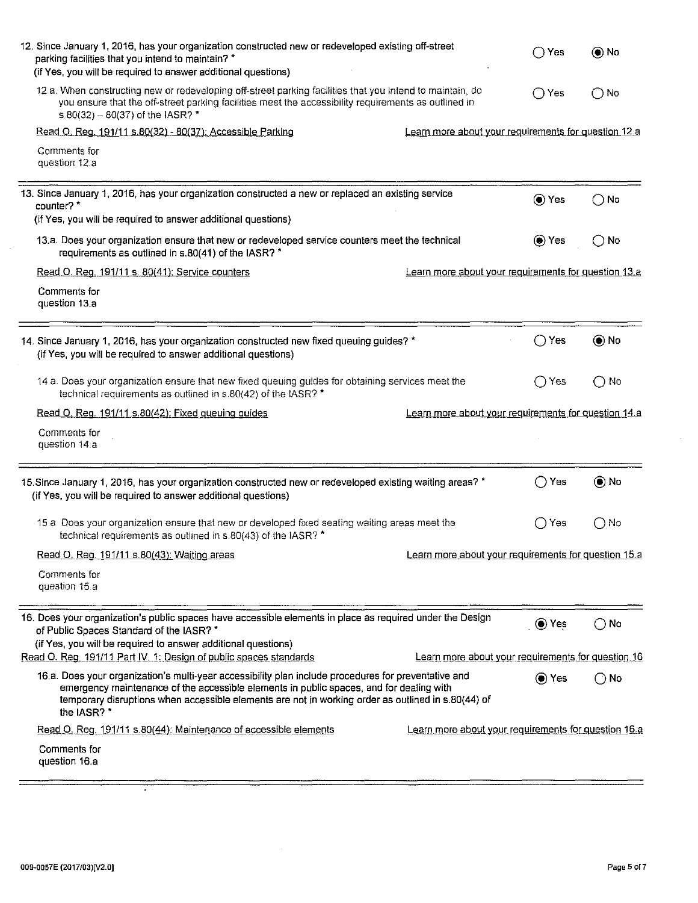12. Since January 1, 2016, has your organization constructed new or redeveloped existing off-street parking facilities that you intend to maintain? *
(If Yes, you will be required to answer additional questions)

○ Yes ◉ No

12.a. When constructing new or redeveloping off-street parking facilities that you intend to maintain, do you ensure that the off-street parking facilities meet the accessibility requirements as outlined in s.80(32) – 80(37) of the IASR? *

○ Yes ○ No

Read O. Reg. 191/11 s.80(32) - 80(37): Accessible Parking

Learn more about your requirements for question 12.a

Comments for question 12.a

---

13. Since January 1, 2016, has your organization constructed a new or replaced an existing service counter? *
(If Yes, you will be required to answer additional questions)

◉ Yes ○ No

13.a. Does your organization ensure that new or redeveloped service counters meet the technical requirements as outlined in s.80(41) of the IASR? *

◉ Yes ○ No

Read O. Reg. 191/11 s. 80(41): Service counters

Learn more about your requirements for question 13.a

Comments for question 13.a

---

14. Since January 1, 2016, has your organization constructed new fixed queuing guides? *
(If Yes, you will be required to answer additional questions)

○ Yes ◉ No

14.a. Does your organization ensure that new fixed queuing guides for obtaining services meet the technical requirements as outlined in s.80(42) of the IASR? *

○ Yes ○ No

Read O. Reg. 191/11 s.80(42): Fixed queuing guides

Learn more about your requirements for question 14.a

Comments for question 14.a

---

15. Since January 1, 2016, has your organization constructed new or redeveloped existing waiting areas? *
(If Yes, you will be required to answer additional questions)

○ Yes ◉ No

15.a. Does your organization ensure that new or developed fixed seating waiting areas meet the technical requirements as outlined in s.80(43) of the IASR? *

○ Yes ○ No

Read O. Reg. 191/11 s.80(43): Waiting areas

Learn more about your requirements for question 15.a

Comments for question 15.a

---

16. Does your organization's public spaces have accessible elements in place as required under the Design of Public Spaces Standard of the IASR? *
(If Yes, you will be required to answer additional questions)

◉ Yes ○ No

Read O. Reg. 191/11 Part IV. 1: Design of public spaces standards

Learn more about your requirements for question 16

16.a. Does your organization's multi-year accessibility plan include procedures for preventative and emergency maintenance of the accessible elements in public spaces, and for dealing with temporary disruptions when accessible elements are not in working order as outlined in s.80(44) of the IASR? *

◉ Yes ○ No

Read O. Reg. 191/11 s.80(44): Maintenance of accessible elements

Learn more about your requirements for question 16.a

Comments for question 16.a

---

009-0057E (2017/03)[V2.0]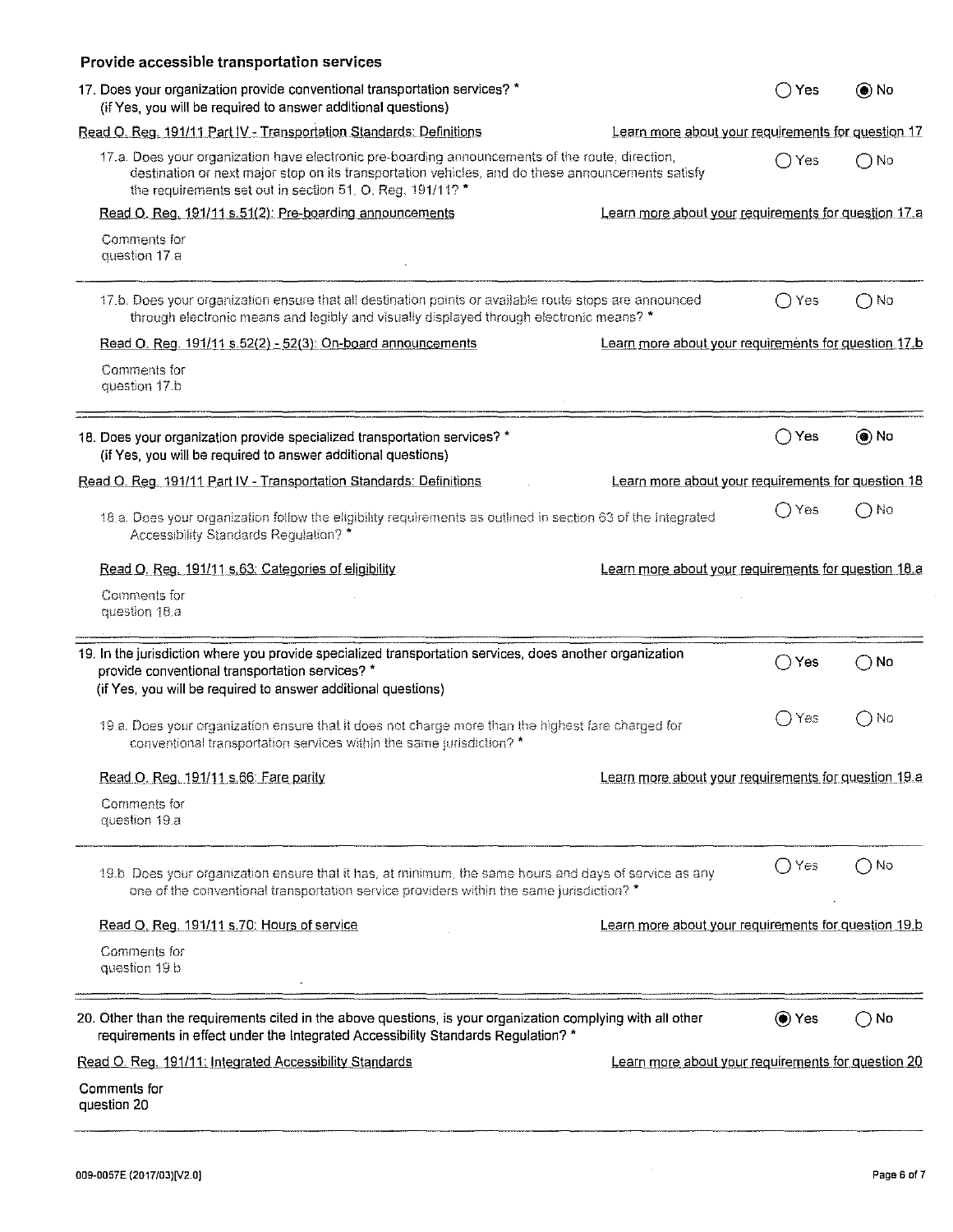## Provide accessible transportation services

17. Does your organization provide conventional transportation services? *
(if Yes, you will be required to answer additional questions)

○ Yes ◉ No

Read O. Reg. 191/11 Part IV - Transportation Standards: Definitions — Learn more about your requirements for question 17

17.a. Does your organization have electronic pre-boarding announcements of the route, direction, destination or next major stop on its transportation vehicles, and do these announcements satisfy the requirements set out in section 51, O. Reg. 191/11? *

○ Yes ○ No

Read O. Reg. 191/11 s.51(2): Pre-boarding announcements — Learn more about your requirements for question 17.a

Comments for question 17.a

---

17.b. Does your organization ensure that all destination points or available route stops are announced through electronic means and legibly and visually displayed through electronic means? *

○ Yes ○ No

Read O. Reg. 191/11 s.52(2) - 52(3): On-board announcements — Learn more about your requirements for question 17.b

Comments for question 17.b

---

18. Does your organization provide specialized transportation services? *
(if Yes, you will be required to answer additional questions)

○ Yes ◉ No

Read O. Reg. 191/11 Part IV - Transportation Standards: Definitions — Learn more about your requirements for question 18

18.a. Does your organization follow the eligibility requirements as outlined in section 63 of the Integrated Accessibility Standards Regulation? *

○ Yes ○ No

Read O. Reg. 191/11 s.63: Categories of eligibility — Learn more about your requirements for question 18.a

Comments for question 18.a

---

19. In the jurisdiction where you provide specialized transportation services, does another organization provide conventional transportation services? *
(if Yes, you will be required to answer additional questions)

○ Yes ○ No

19.a. Does your organization ensure that it does not charge more than the highest fare charged for conventional transportation services within the same jurisdiction? *

○ Yes ○ No

Read O. Reg. 191/11 s.66: Fare parity — Learn more about your requirements for question 19.a

Comments for question 19.a

---

19.b. Does your organization ensure that it has, at minimum, the same hours and days of service as any one of the conventional transportation service providers within the same jurisdiction? *

○ Yes ○ No

Read O. Reg. 191/11 s.70: Hours of service — Learn more about your requirements for question 19.b

Comments for question 19.b

---

20. Other than the requirements cited in the above questions, is your organization complying with all other requirements in effect under the Integrated Accessibility Standards Regulation? *

◉ Yes ○ No

Read O. Reg. 191/11: Integrated Accessibility Standards — Learn more about your requirements for question 20

Comments for question 20

009-0057E (2017/03)[V2.0]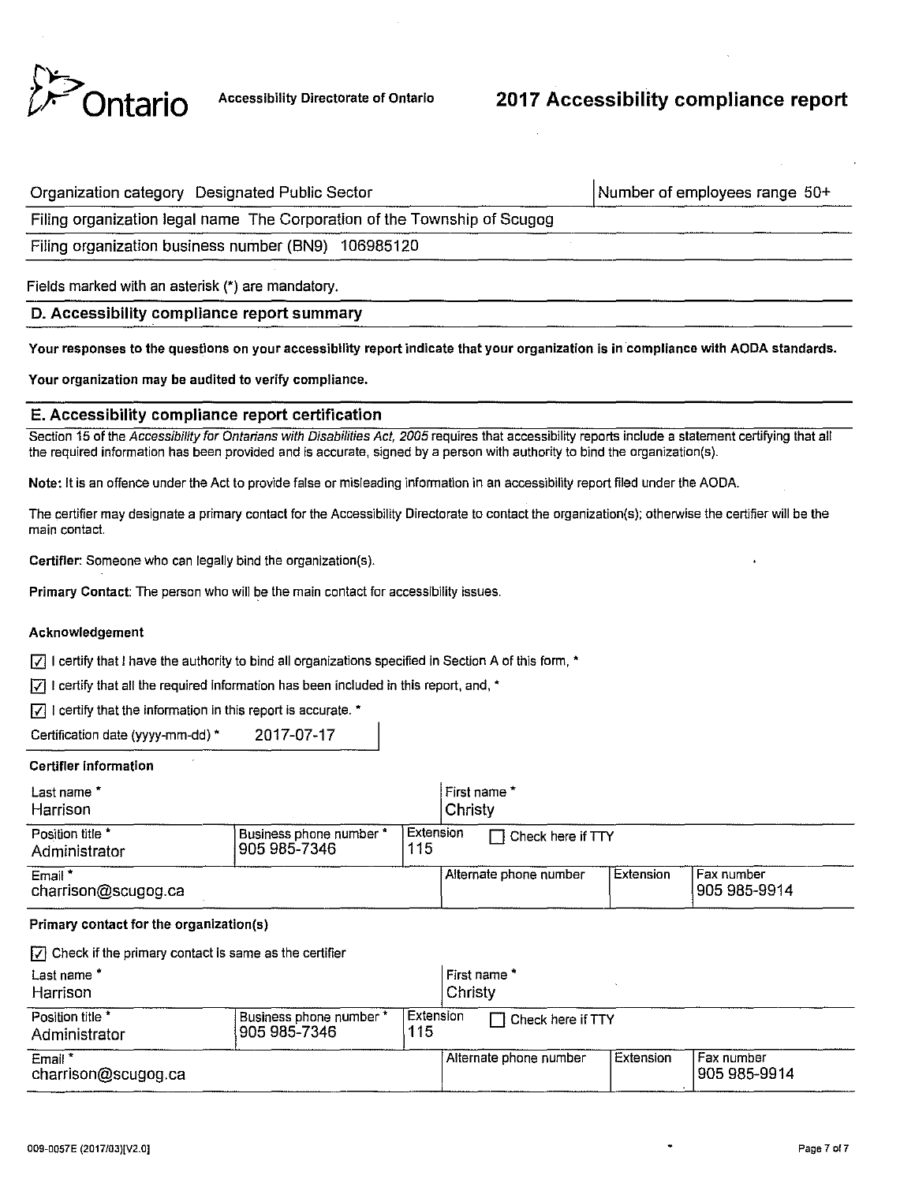Ontario Accessibility Directorate of Ontario

# 2017 Accessibility compliance report

| Organization category Designated Public Sector | Number of employees range 50+ |
|---|---|
| Filing organization legal name The Corporation of the Township of Scugog | |
| Filing organization business number (BN9) 106985120 | |

Fields marked with an asterisk (*) are mandatory.

## D. Accessibility compliance report summary

**Your responses to the questions on your accessibility report indicate that your organization is in compliance with AODA standards.**

**Your organization may be audited to verify compliance.**

## E. Accessibility compliance report certification

Section 15 of the *Accessibility for Ontarians with Disabilities Act, 2005* requires that accessibility reports include a statement certifying that all the required information has been provided and is accurate, signed by a person with authority to bind the organization(s).

**Note:** It is an offence under the Act to provide false or misleading information in an accessibility report filed under the AODA.

The certifier may designate a primary contact for the Accessibility Directorate to contact the organization(s); otherwise the certifier will be the main contact.

**Certifier:** Someone who can legally bind the organization(s).

**Primary Contact:** The person who will be the main contact for accessibility issues.

### Acknowledgement

- [x] I certify that I have the authority to bind all organizations specified in Section A of this form, *
- [x] I certify that all the required information has been included in this report, and, *
- [x] I certify that the information in this report is accurate. *

Certification date (yyyy-mm-dd) * 2017-07-17

### Certifier information

| Last name * | | First name * | | |
|---|---|---|---|---|
| Harrison | | Christy | | |
| **Position title *** | **Business phone number *** | **Extension** | ☐ Check here if TTY | |
| Administrator | 905 985-7346 | 115 | | |
| **Email *** | | **Alternate phone number** | **Extension** | **Fax number** |
| charrison@scugog.ca | | | | 905 985-9914 |

### Primary contact for the organization(s)

- [x] Check if the primary contact is same as the certifier

| Last name * | | First name * | | |
|---|---|---|---|---|
| Harrison | | Christy | | |
| **Position title *** | **Business phone number *** | **Extension** | ☐ Check here if TTY | |
| Administrator | 905 985-7346 | 115 | | |
| **Email *** | | **Alternate phone number** | **Extension** | **Fax number** |
| charrison@scugog.ca | | | | 905 985-9914 |

009-0057E (2017/03)[V2.0]